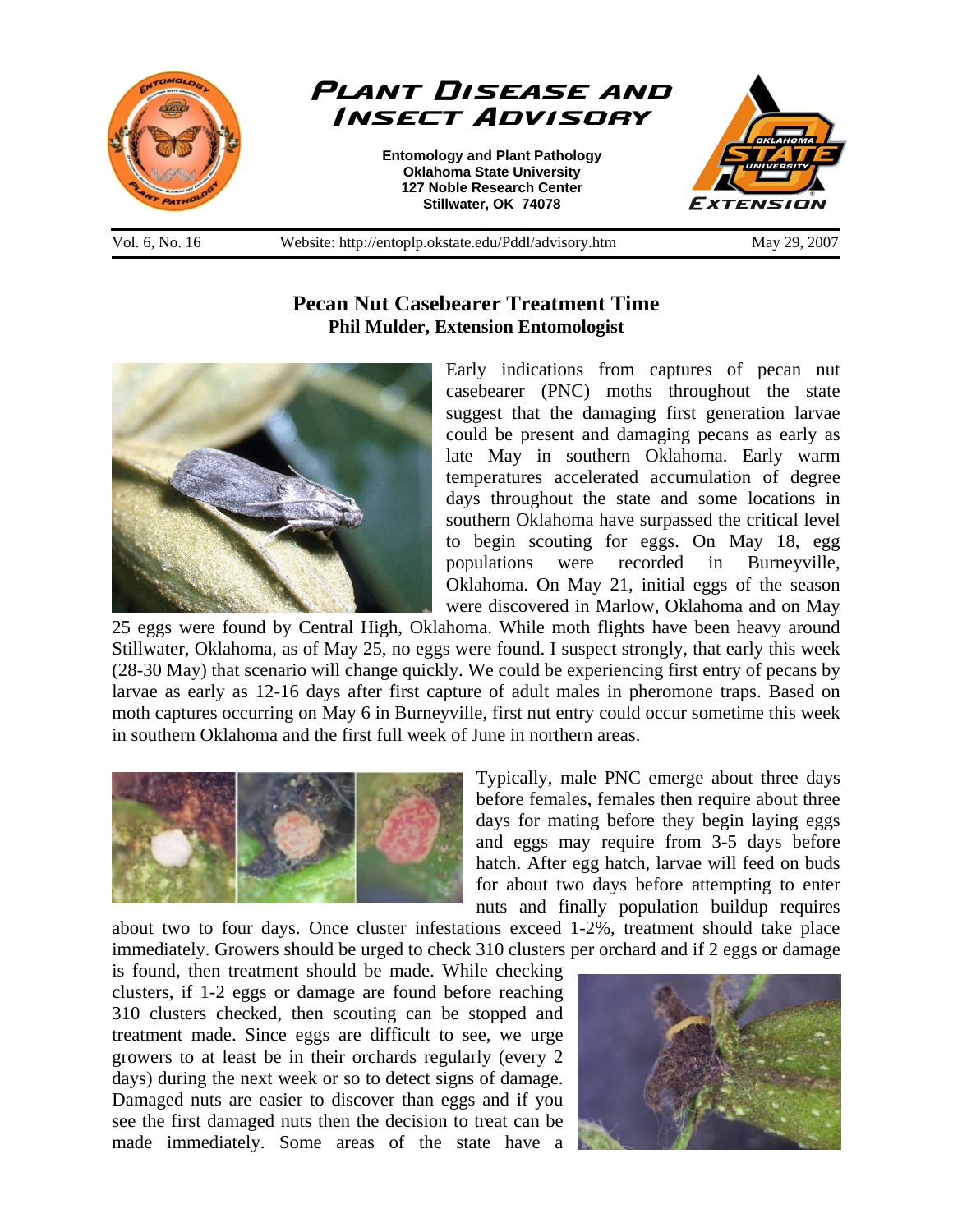# Plant Disease and Insect Advisory

**Entomology and Plant Pathology**
**Oklahoma State University**
**127 Noble Research Center**
**Stillwater, OK 74078**

Vol. 6, No. 16 | Website: http://entoplp.okstate.edu/Pddl/advisory.htm | May 29, 2007

## Pecan Nut Casebearer Treatment Time

**Phil Mulder, Extension Entomologist**

Early indications from captures of pecan nut casebearer (PNC) moths throughout the state suggest that the damaging first generation larvae could be present and damaging pecans as early as late May in southern Oklahoma. Early warm temperatures accelerated accumulation of degree days throughout the state and some locations in southern Oklahoma have surpassed the critical level to begin scouting for eggs. On May 18, egg populations were recorded in Burneyville, Oklahoma. On May 21, initial eggs of the season were discovered in Marlow, Oklahoma and on May 25 eggs were found by Central High, Oklahoma. While moth flights have been heavy around Stillwater, Oklahoma, as of May 25, no eggs were found. I suspect strongly, that early this week (28-30 May) that scenario will change quickly. We could be experiencing first entry of pecans by larvae as early as 12-16 days after first capture of adult males in pheromone traps. Based on moth captures occurring on May 6 in Burneyville, first nut entry could occur sometime this week in southern Oklahoma and the first full week of June in northern areas.

Typically, male PNC emerge about three days before females, females then require about three days for mating before they begin laying eggs and eggs may require from 3-5 days before hatch. After egg hatch, larvae will feed on buds for about two days before attempting to enter nuts and finally population buildup requires about two to four days. Once cluster infestations exceed 1-2%, treatment should take place immediately. Growers should be urged to check 310 clusters per orchard and if 2 eggs or damage is found, then treatment should be made. While checking clusters, if 1-2 eggs or damage are found before reaching 310 clusters checked, then scouting can be stopped and treatment made. Since eggs are difficult to see, we urge growers to at least be in their orchards regularly (every 2 days) during the next week or so to detect signs of damage. Damaged nuts are easier to discover than eggs and if you see the first damaged nuts then the decision to treat can be made immediately. Some areas of the state have a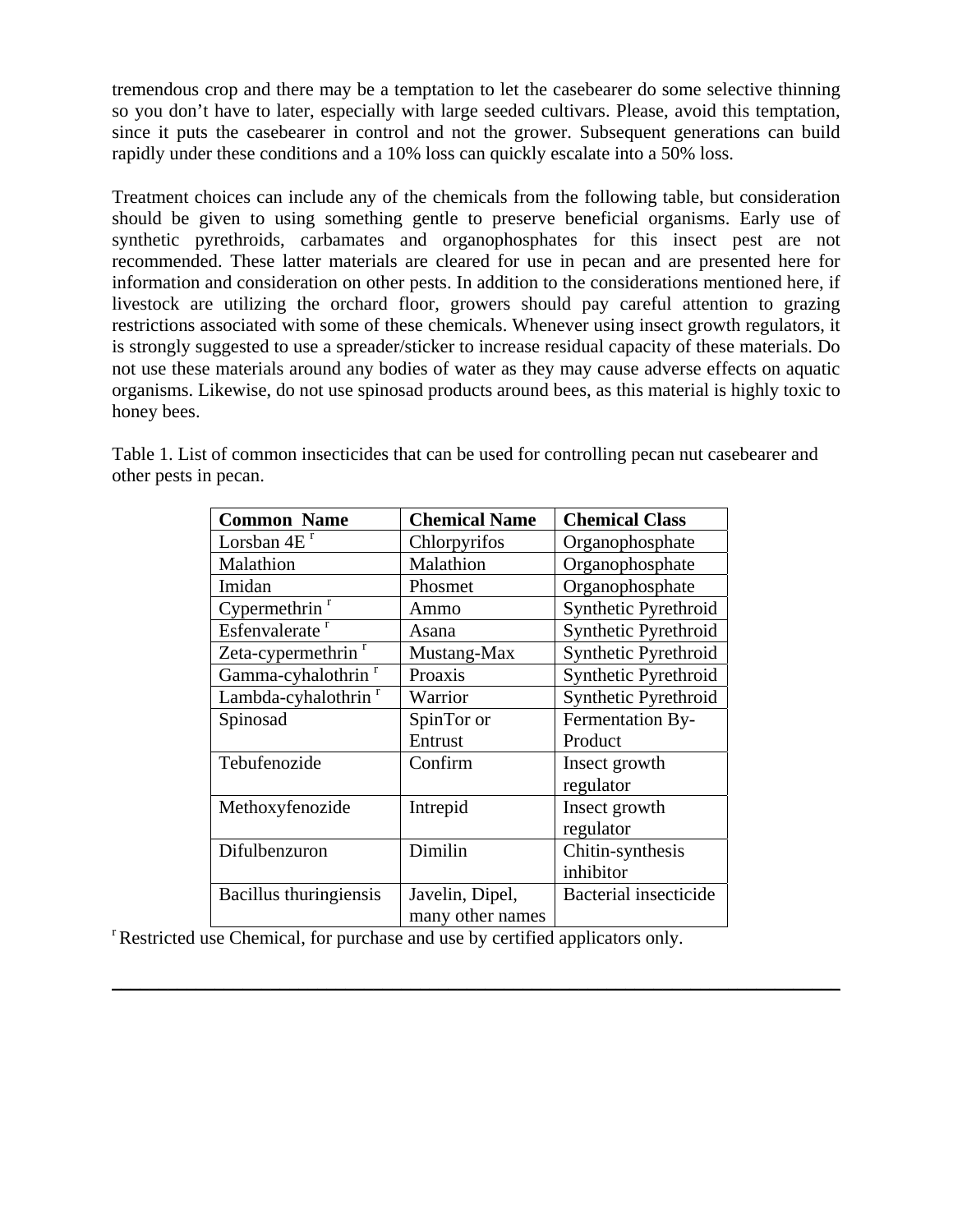tremendous crop and there may be a temptation to let the casebearer do some selective thinning so you don't have to later, especially with large seeded cultivars. Please, avoid this temptation, since it puts the casebearer in control and not the grower. Subsequent generations can build rapidly under these conditions and a 10% loss can quickly escalate into a 50% loss.

Treatment choices can include any of the chemicals from the following table, but consideration should be given to using something gentle to preserve beneficial organisms. Early use of synthetic pyrethroids, carbamates and organophosphates for this insect pest are not recommended. These latter materials are cleared for use in pecan and are presented here for information and consideration on other pests. In addition to the considerations mentioned here, if livestock are utilizing the orchard floor, growers should pay careful attention to grazing restrictions associated with some of these chemicals. Whenever using insect growth regulators, it is strongly suggested to use a spreader/sticker to increase residual capacity of these materials. Do not use these materials around any bodies of water as they may cause adverse effects on aquatic organisms. Likewise, do not use spinosad products around bees, as this material is highly toxic to honey bees.

Table 1. List of common insecticides that can be used for controlling pecan nut casebearer and other pests in pecan.

| Common Name | Chemical Name | Chemical Class |
|---|---|---|
| Lorsban 4E [r] | Chlorpyrifos | Organophosphate |
| Malathion | Malathion | Organophosphate |
| Imidan | Phosmet | Organophosphate |
| Cypermethrin [r] | Ammo | Synthetic Pyrethroid |
| Esfenvalerate [r] | Asana | Synthetic Pyrethroid |
| Zeta-cypermethrin [r] | Mustang-Max | Synthetic Pyrethroid |
| Gamma-cyhalothrin [r] | Proaxis | Synthetic Pyrethroid |
| Lambda-cyhalothrin [r] | Warrior | Synthetic Pyrethroid |
| Spinosad | SpinTor or Entrust | Fermentation By-Product |
| Tebufenozide | Confirm | Insect growth regulator |
| Methoxyfenozide | Intrepid | Insect growth regulator |
| Difulbenzuron | Dimilin | Chitin-synthesis inhibitor |
| Bacillus thuringiensis | Javelin, Dipel, many other names | Bacterial insecticide |

[r] Restricted use Chemical, for purchase and use by certified applicators only.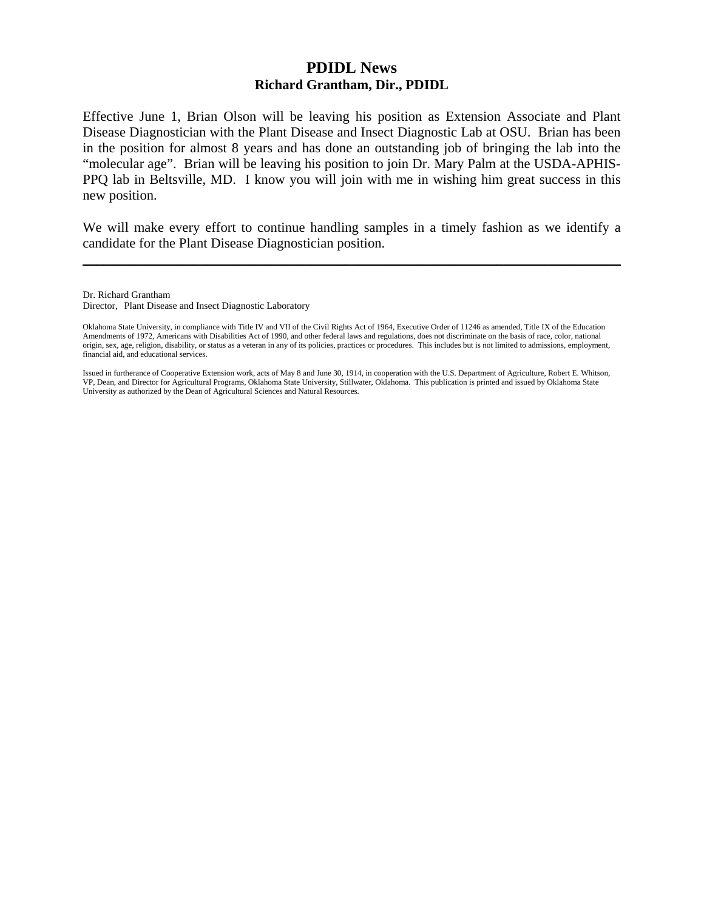## PDIDL News

**Richard Grantham, Dir., PDIDL**

Effective June 1, Brian Olson will be leaving his position as Extension Associate and Plant Disease Diagnostician with the Plant Disease and Insect Diagnostic Lab at OSU. Brian has been in the position for almost 8 years and has done an outstanding job of bringing the lab into the "molecular age". Brian will be leaving his position to join Dr. Mary Palm at the USDA-APHIS-PPQ lab in Beltsville, MD. I know you will join with me in wishing him great success in this new position.

We will make every effort to continue handling samples in a timely fashion as we identify a candidate for the Plant Disease Diagnostician position.

---

Dr. Richard Grantham
Director, Plant Disease and Insect Diagnostic Laboratory

Oklahoma State University, in compliance with Title IV and VII of the Civil Rights Act of 1964, Executive Order of 11246 as amended, Title IX of the Education Amendments of 1972, Americans with Disabilities Act of 1990, and other federal laws and regulations, does not discriminate on the basis of race, color, national origin, sex, age, religion, disability, or status as a veteran in any of its policies, practices or procedures. This includes but is not limited to admissions, employment, financial aid, and educational services.

Issued in furtherance of Cooperative Extension work, acts of May 8 and June 30, 1914, in cooperation with the U.S. Department of Agriculture, Robert E. Whitson, VP, Dean, and Director for Agricultural Programs, Oklahoma State University, Stillwater, Oklahoma. This publication is printed and issued by Oklahoma State University as authorized by the Dean of Agricultural Sciences and Natural Resources.